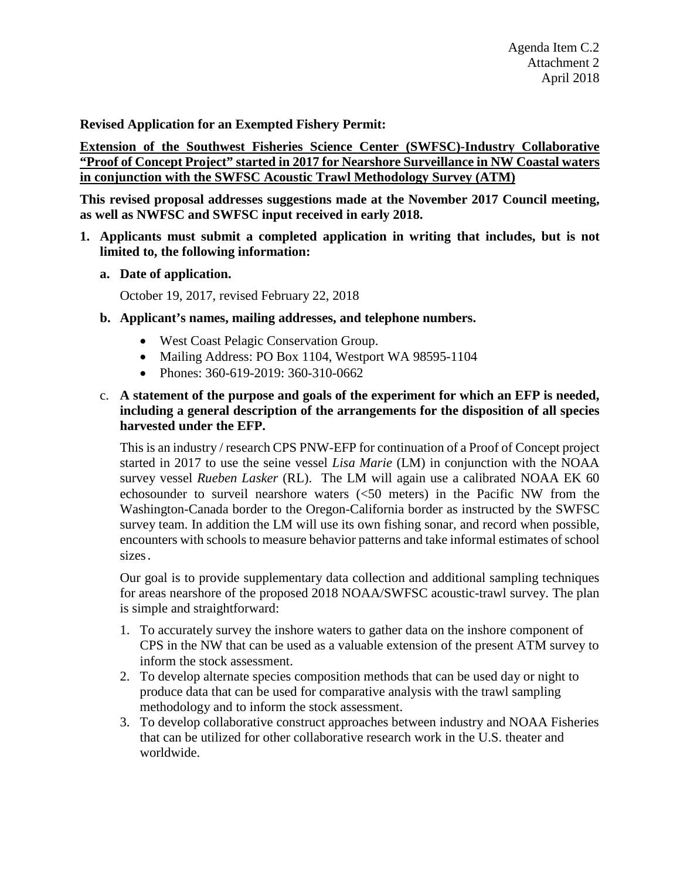Agenda Item C.2
Attachment 2
April 2018

**Revised Application for an Exempted Fishery Permit:**

**Extension of the Southwest Fisheries Science Center (SWFSC)-Industry Collaborative "Proof of Concept Project" started in 2017 for Nearshore Surveillance in NW Coastal waters in conjunction with the SWFSC Acoustic Trawl Methodology Survey (ATM)**

**This revised proposal addresses suggestions made at the November 2017 Council meeting, as well as NWFSC and SWFSC input received in early 2018.**

1. **Applicants must submit a completed application in writing that includes, but is not limited to, the following information:**

   a. **Date of application.**

   October 19, 2017, revised February 22, 2018

   b. **Applicant's names, mailing addresses, and telephone numbers.**

   - West Coast Pelagic Conservation Group.
   - Mailing Address: PO Box 1104, Westport WA 98595-1104
   - Phones: 360-619-2019: 360-310-0662

   c. **A statement of the purpose and goals of the experiment for which an EFP is needed, including a general description of the arrangements for the disposition of all species harvested under the EFP.**

   This is an industry / research CPS PNW-EFP for continuation of a Proof of Concept project started in 2017 to use the seine vessel *Lisa Marie* (LM) in conjunction with the NOAA survey vessel *Rueben Lasker* (RL). The LM will again use a calibrated NOAA EK 60 echosounder to surveil nearshore waters (<50 meters) in the Pacific NW from the Washington-Canada border to the Oregon-California border as instructed by the SWFSC survey team. In addition the LM will use its own fishing sonar, and record when possible, encounters with schools to measure behavior patterns and take informal estimates of school sizes.

   Our goal is to provide supplementary data collection and additional sampling techniques for areas nearshore of the proposed 2018 NOAA/SWFSC acoustic-trawl survey. The plan is simple and straightforward:

   1. To accurately survey the inshore waters to gather data on the inshore component of CPS in the NW that can be used as a valuable extension of the present ATM survey to inform the stock assessment.
   2. To develop alternate species composition methods that can be used day or night to produce data that can be used for comparative analysis with the trawl sampling methodology and to inform the stock assessment.
   3. To develop collaborative construct approaches between industry and NOAA Fisheries that can be utilized for other collaborative research work in the U.S. theater and worldwide.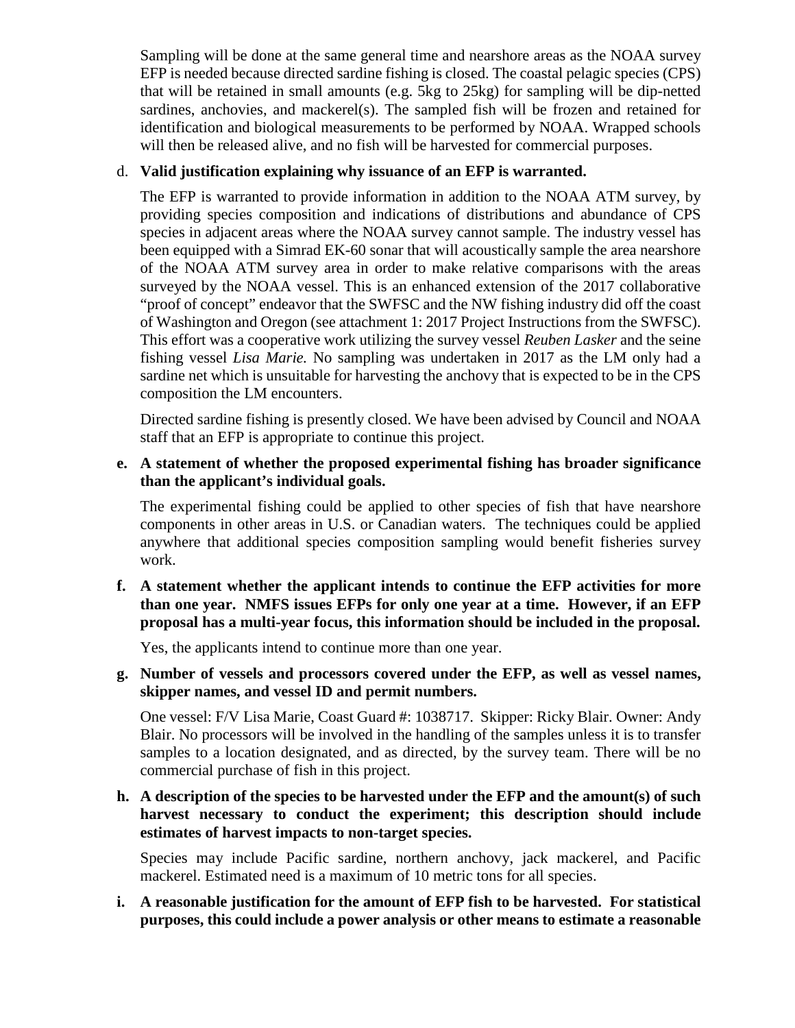Sampling will be done at the same general time and nearshore areas as the NOAA survey EFP is needed because directed sardine fishing is closed. The coastal pelagic species (CPS) that will be retained in small amounts (e.g. 5kg to 25kg) for sampling will be dip-netted sardines, anchovies, and mackerel(s). The sampled fish will be frozen and retained for identification and biological measurements to be performed by NOAA. Wrapped schools will then be released alive, and no fish will be harvested for commercial purposes.

d. **Valid justification explaining why issuance of an EFP is warranted.**

The EFP is warranted to provide information in addition to the NOAA ATM survey, by providing species composition and indications of distributions and abundance of CPS species in adjacent areas where the NOAA survey cannot sample. The industry vessel has been equipped with a Simrad EK-60 sonar that will acoustically sample the area nearshore of the NOAA ATM survey area in order to make relative comparisons with the areas surveyed by the NOAA vessel. This is an enhanced extension of the 2017 collaborative "proof of concept" endeavor that the SWFSC and the NW fishing industry did off the coast of Washington and Oregon (see attachment 1: 2017 Project Instructions from the SWFSC). This effort was a cooperative work utilizing the survey vessel *Reuben Lasker* and the seine fishing vessel *Lisa Marie.* No sampling was undertaken in 2017 as the LM only had a sardine net which is unsuitable for harvesting the anchovy that is expected to be in the CPS composition the LM encounters.

Directed sardine fishing is presently closed. We have been advised by Council and NOAA staff that an EFP is appropriate to continue this project.

e. **A statement of whether the proposed experimental fishing has broader significance than the applicant's individual goals.**

The experimental fishing could be applied to other species of fish that have nearshore components in other areas in U.S. or Canadian waters. The techniques could be applied anywhere that additional species composition sampling would benefit fisheries survey work.

f. **A statement whether the applicant intends to continue the EFP activities for more than one year. NMFS issues EFPs for only one year at a time. However, if an EFP proposal has a multi-year focus, this information should be included in the proposal.**

Yes, the applicants intend to continue more than one year.

g. **Number of vessels and processors covered under the EFP, as well as vessel names, skipper names, and vessel ID and permit numbers.**

One vessel: F/V Lisa Marie, Coast Guard #: 1038717. Skipper: Ricky Blair. Owner: Andy Blair. No processors will be involved in the handling of the samples unless it is to transfer samples to a location designated, and as directed, by the survey team. There will be no commercial purchase of fish in this project.

h. **A description of the species to be harvested under the EFP and the amount(s) of such harvest necessary to conduct the experiment; this description should include estimates of harvest impacts to non-target species.**

Species may include Pacific sardine, northern anchovy, jack mackerel, and Pacific mackerel. Estimated need is a maximum of 10 metric tons for all species.

i. **A reasonable justification for the amount of EFP fish to be harvested. For statistical purposes, this could include a power analysis or other means to estimate a reasonable**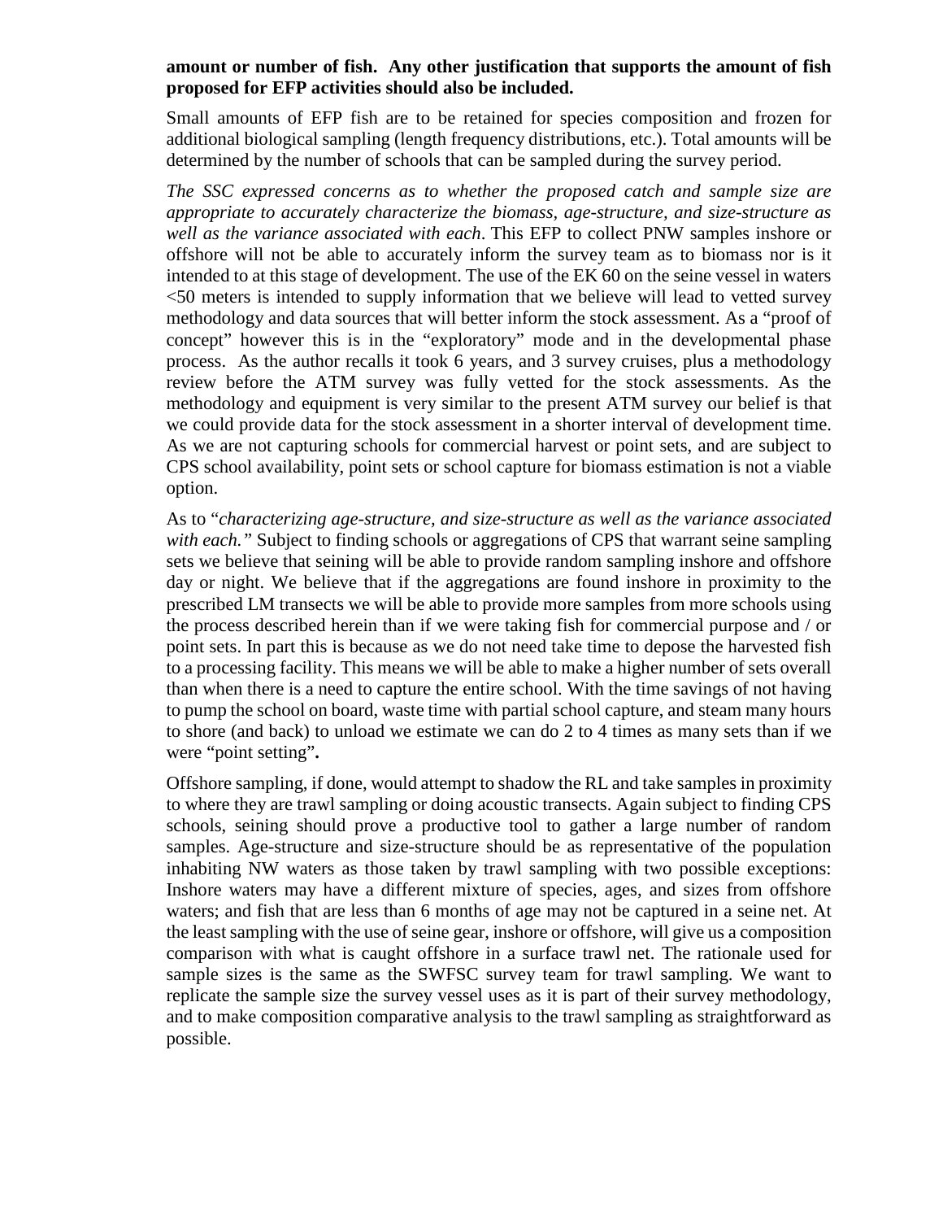**amount or number of fish. Any other justification that supports the amount of fish proposed for EFP activities should also be included.**

Small amounts of EFP fish are to be retained for species composition and frozen for additional biological sampling (length frequency distributions, etc.). Total amounts will be determined by the number of schools that can be sampled during the survey period.

*The SSC expressed concerns as to whether the proposed catch and sample size are appropriate to accurately characterize the biomass, age-structure, and size-structure as well as the variance associated with each*. This EFP to collect PNW samples inshore or offshore will not be able to accurately inform the survey team as to biomass nor is it intended to at this stage of development. The use of the EK 60 on the seine vessel in waters <50 meters is intended to supply information that we believe will lead to vetted survey methodology and data sources that will better inform the stock assessment. As a "proof of concept" however this is in the "exploratory" mode and in the developmental phase process. As the author recalls it took 6 years, and 3 survey cruises, plus a methodology review before the ATM survey was fully vetted for the stock assessments. As the methodology and equipment is very similar to the present ATM survey our belief is that we could provide data for the stock assessment in a shorter interval of development time. As we are not capturing schools for commercial harvest or point sets, and are subject to CPS school availability, point sets or school capture for biomass estimation is not a viable option.

As to "*characterizing age-structure, and size-structure as well as the variance associated with each.*" Subject to finding schools or aggregations of CPS that warrant seine sampling sets we believe that seining will be able to provide random sampling inshore and offshore day or night. We believe that if the aggregations are found inshore in proximity to the prescribed LM transects we will be able to provide more samples from more schools using the process described herein than if we were taking fish for commercial purpose and / or point sets. In part this is because as we do not need take time to depose the harvested fish to a processing facility. This means we will be able to make a higher number of sets overall than when there is a need to capture the entire school. With the time savings of not having to pump the school on board, waste time with partial school capture, and steam many hours to shore (and back) to unload we estimate we can do 2 to 4 times as many sets than if we were "point setting"**.**

Offshore sampling, if done, would attempt to shadow the RL and take samples in proximity to where they are trawl sampling or doing acoustic transects. Again subject to finding CPS schools, seining should prove a productive tool to gather a large number of random samples. Age-structure and size-structure should be as representative of the population inhabiting NW waters as those taken by trawl sampling with two possible exceptions: Inshore waters may have a different mixture of species, ages, and sizes from offshore waters; and fish that are less than 6 months of age may not be captured in a seine net. At the least sampling with the use of seine gear, inshore or offshore, will give us a composition comparison with what is caught offshore in a surface trawl net. The rationale used for sample sizes is the same as the SWFSC survey team for trawl sampling. We want to replicate the sample size the survey vessel uses as it is part of their survey methodology, and to make composition comparative analysis to the trawl sampling as straightforward as possible.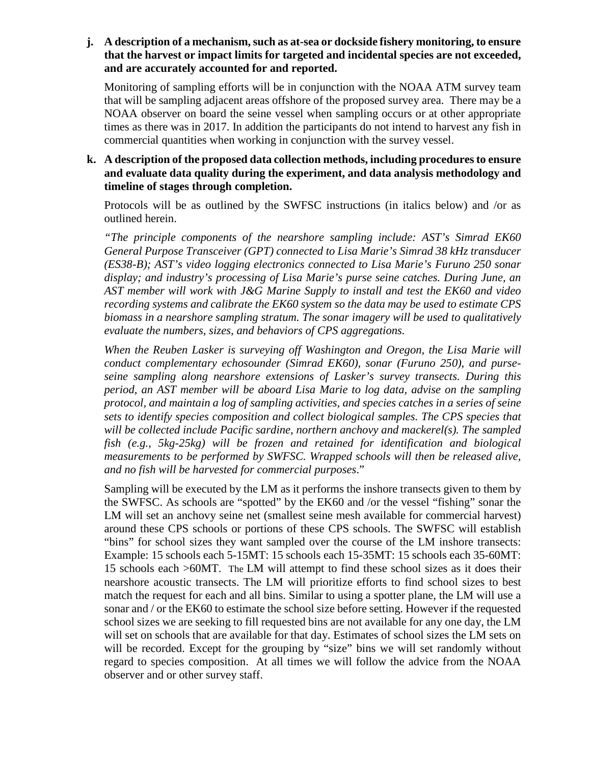**j. A description of a mechanism, such as at-sea or dockside fishery monitoring, to ensure that the harvest or impact limits for targeted and incidental species are not exceeded, and are accurately accounted for and reported.**

Monitoring of sampling efforts will be in conjunction with the NOAA ATM survey team that will be sampling adjacent areas offshore of the proposed survey area. There may be a NOAA observer on board the seine vessel when sampling occurs or at other appropriate times as there was in 2017. In addition the participants do not intend to harvest any fish in commercial quantities when working in conjunction with the survey vessel.

**k. A description of the proposed data collection methods, including procedures to ensure and evaluate data quality during the experiment, and data analysis methodology and timeline of stages through completion.**

Protocols will be as outlined by the SWFSC instructions (in italics below) and /or as outlined herein.

*"The principle components of the nearshore sampling include: AST's Simrad EK60 General Purpose Transceiver (GPT) connected to Lisa Marie's Simrad 38 kHz transducer (ES38-B); AST's video logging electronics connected to Lisa Marie's Furuno 250 sonar display; and industry's processing of Lisa Marie's purse seine catches. During June, an AST member will work with J&G Marine Supply to install and test the EK60 and video recording systems and calibrate the EK60 system so the data may be used to estimate CPS biomass in a nearshore sampling stratum. The sonar imagery will be used to qualitatively evaluate the numbers, sizes, and behaviors of CPS aggregations.*

*When the Reuben Lasker is surveying off Washington and Oregon, the Lisa Marie will conduct complementary echosounder (Simrad EK60), sonar (Furuno 250), and purse-seine sampling along nearshore extensions of Lasker's survey transects. During this period, an AST member will be aboard Lisa Marie to log data, advise on the sampling protocol, and maintain a log of sampling activities, and species catches in a series of seine sets to identify species composition and collect biological samples. The CPS species that will be collected include Pacific sardine, northern anchovy and mackerel(s). The sampled fish (e.g., 5kg-25kg) will be frozen and retained for identification and biological measurements to be performed by SWFSC. Wrapped schools will then be released alive, and no fish will be harvested for commercial purposes*."

Sampling will be executed by the LM as it performs the inshore transects given to them by the SWFSC. As schools are "spotted" by the EK60 and /or the vessel "fishing" sonar the LM will set an anchovy seine net (smallest seine mesh available for commercial harvest) around these CPS schools or portions of these CPS schools. The SWFSC will establish "bins" for school sizes they want sampled over the course of the LM inshore transects: Example: 15 schools each 5-15MT: 15 schools each 15-35MT: 15 schools each 35-60MT: 15 schools each >60MT. The LM will attempt to find these school sizes as it does their nearshore acoustic transects. The LM will prioritize efforts to find school sizes to best match the request for each and all bins. Similar to using a spotter plane, the LM will use a sonar and / or the EK60 to estimate the school size before setting. However if the requested school sizes we are seeking to fill requested bins are not available for any one day, the LM will set on schools that are available for that day. Estimates of school sizes the LM sets on will be recorded. Except for the grouping by "size" bins we will set randomly without regard to species composition. At all times we will follow the advice from the NOAA observer and or other survey staff.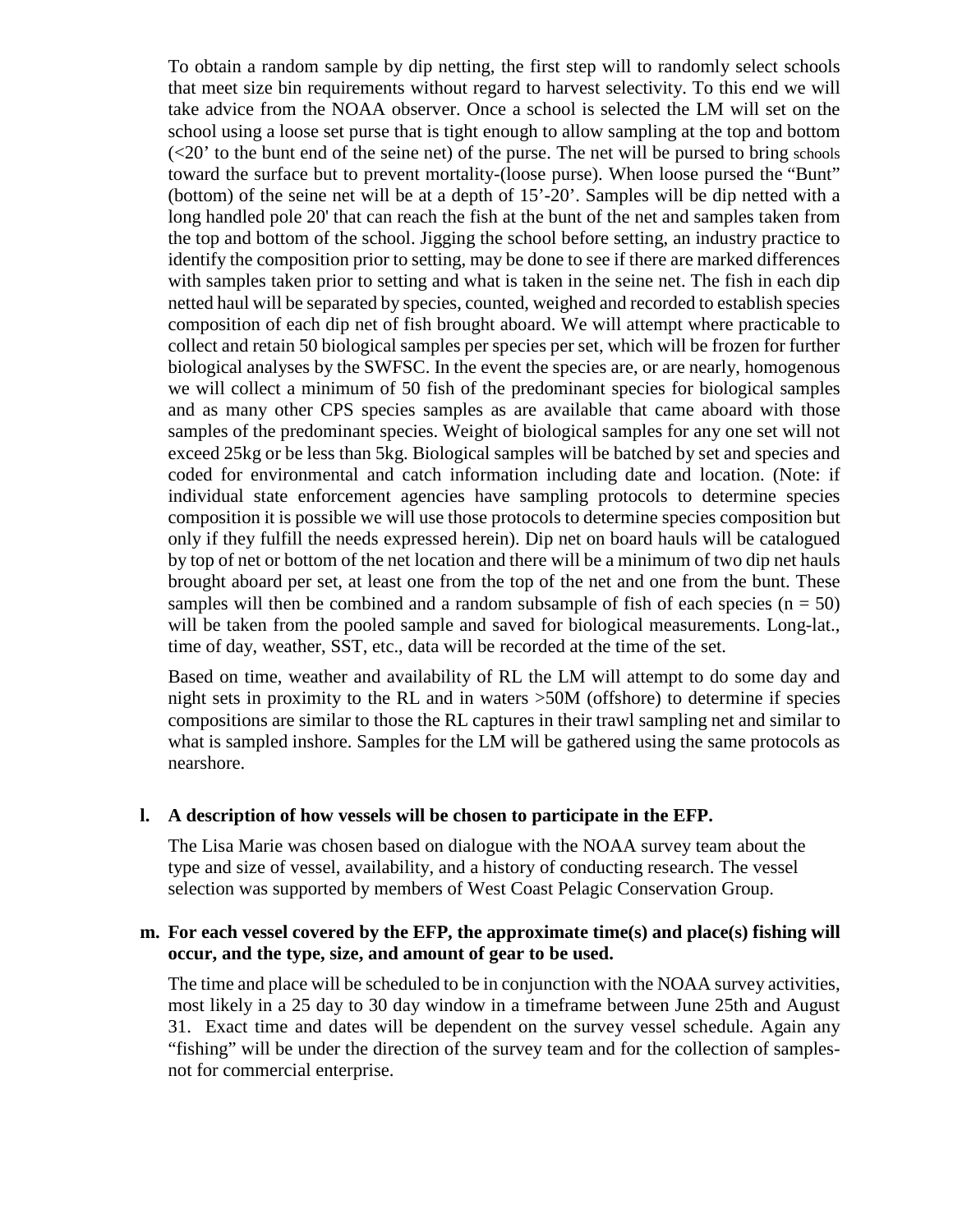To obtain a random sample by dip netting, the first step will to randomly select schools that meet size bin requirements without regard to harvest selectivity. To this end we will take advice from the NOAA observer. Once a school is selected the LM will set on the school using a loose set purse that is tight enough to allow sampling at the top and bottom (<20' to the bunt end of the seine net) of the purse. The net will be pursed to bring schools toward the surface but to prevent mortality-(loose purse). When loose pursed the "Bunt" (bottom) of the seine net will be at a depth of 15'-20'. Samples will be dip netted with a long handled pole 20' that can reach the fish at the bunt of the net and samples taken from the top and bottom of the school. Jigging the school before setting, an industry practice to identify the composition prior to setting, may be done to see if there are marked differences with samples taken prior to setting and what is taken in the seine net. The fish in each dip netted haul will be separated by species, counted, weighed and recorded to establish species composition of each dip net of fish brought aboard. We will attempt where practicable to collect and retain 50 biological samples per species per set, which will be frozen for further biological analyses by the SWFSC. In the event the species are, or are nearly, homogenous we will collect a minimum of 50 fish of the predominant species for biological samples and as many other CPS species samples as are available that came aboard with those samples of the predominant species. Weight of biological samples for any one set will not exceed 25kg or be less than 5kg. Biological samples will be batched by set and species and coded for environmental and catch information including date and location. (Note: if individual state enforcement agencies have sampling protocols to determine species composition it is possible we will use those protocols to determine species composition but only if they fulfill the needs expressed herein). Dip net on board hauls will be catalogued by top of net or bottom of the net location and there will be a minimum of two dip net hauls brought aboard per set, at least one from the top of the net and one from the bunt. These samples will then be combined and a random subsample of fish of each species ($n = 50$) will be taken from the pooled sample and saved for biological measurements. Long-lat., time of day, weather, SST, etc., data will be recorded at the time of the set.

Based on time, weather and availability of RL the LM will attempt to do some day and night sets in proximity to the RL and in waters >50M (offshore) to determine if species compositions are similar to those the RL captures in their trawl sampling net and similar to what is sampled inshore. Samples for the LM will be gathered using the same protocols as nearshore.

**l. A description of how vessels will be chosen to participate in the EFP.**

The Lisa Marie was chosen based on dialogue with the NOAA survey team about the type and size of vessel, availability, and a history of conducting research. The vessel selection was supported by members of West Coast Pelagic Conservation Group.

**m. For each vessel covered by the EFP, the approximate time(s) and place(s) fishing will occur, and the type, size, and amount of gear to be used.**

The time and place will be scheduled to be in conjunction with the NOAA survey activities, most likely in a 25 day to 30 day window in a timeframe between June 25th and August 31. Exact time and dates will be dependent on the survey vessel schedule. Again any "fishing" will be under the direction of the survey team and for the collection of samples-not for commercial enterprise.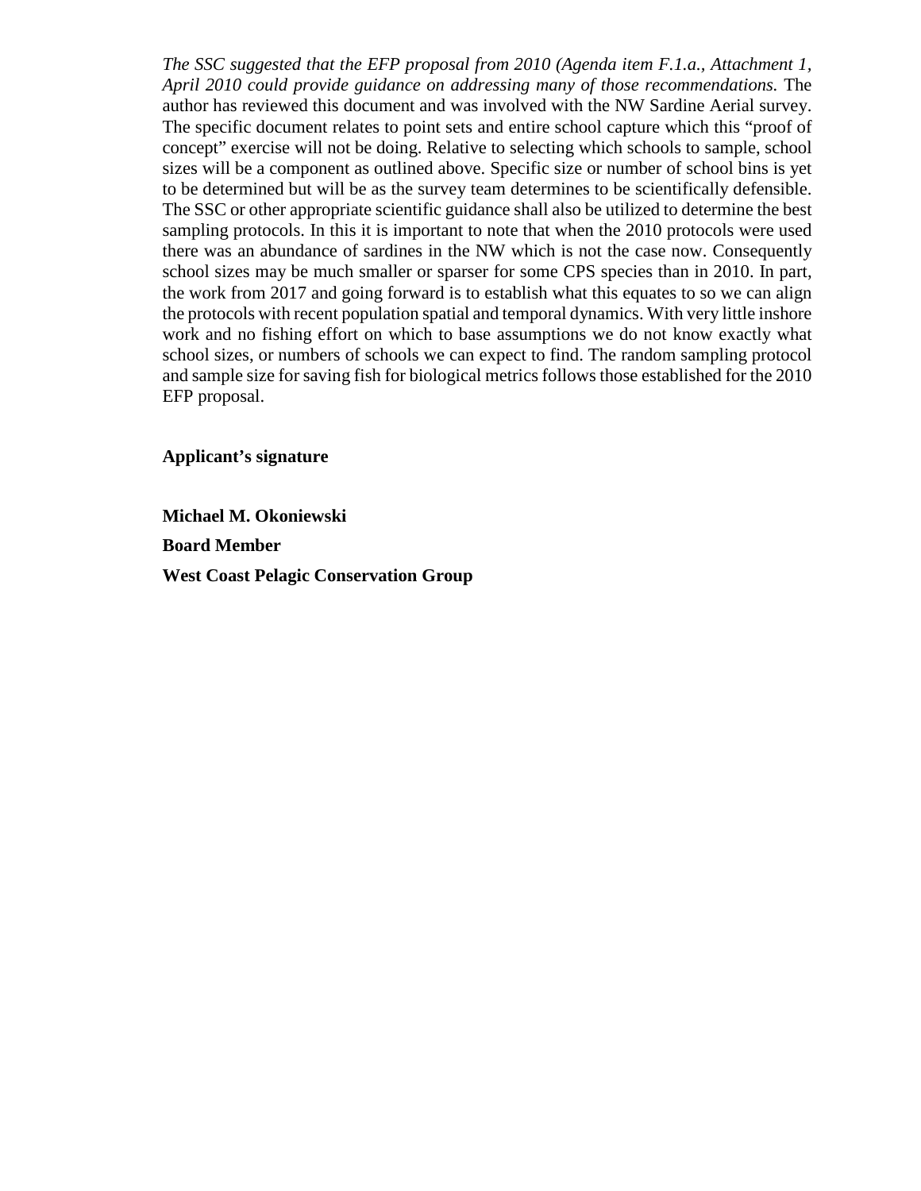*The SSC suggested that the EFP proposal from 2010 (Agenda item F.1.a., Attachment 1, April 2010 could provide guidance on addressing many of those recommendations.* The author has reviewed this document and was involved with the NW Sardine Aerial survey. The specific document relates to point sets and entire school capture which this "proof of concept" exercise will not be doing. Relative to selecting which schools to sample, school sizes will be a component as outlined above. Specific size or number of school bins is yet to be determined but will be as the survey team determines to be scientifically defensible. The SSC or other appropriate scientific guidance shall also be utilized to determine the best sampling protocols. In this it is important to note that when the 2010 protocols were used there was an abundance of sardines in the NW which is not the case now. Consequently school sizes may be much smaller or sparser for some CPS species than in 2010. In part, the work from 2017 and going forward is to establish what this equates to so we can align the protocols with recent population spatial and temporal dynamics. With very little inshore work and no fishing effort on which to base assumptions we do not know exactly what school sizes, or numbers of schools we can expect to find. The random sampling protocol and sample size for saving fish for biological metrics follows those established for the 2010 EFP proposal.

**Applicant's signature**

**Michael M. Okoniewski**

**Board Member**

**West Coast Pelagic Conservation Group**